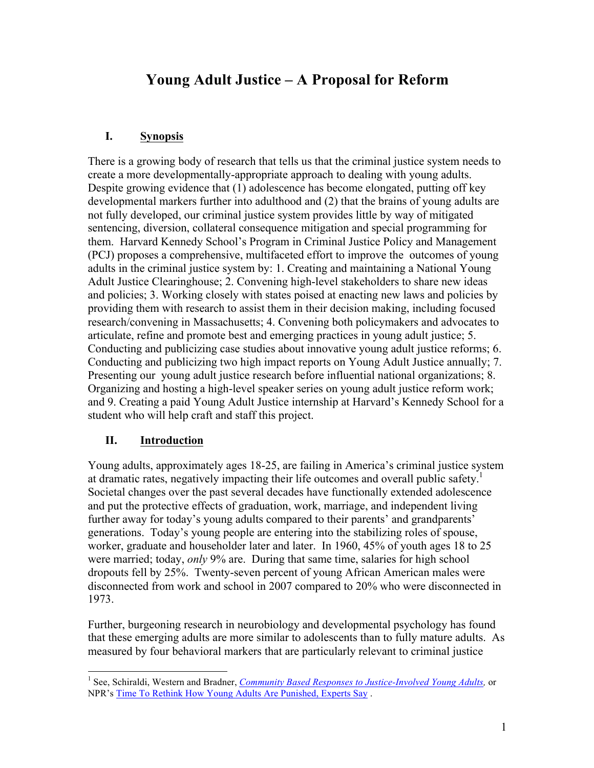# Young Adult Justice – A Proposal for Reform

## I. Synopsis

There is a growing body of research that tells us that the criminal justice system needs to create a more developmentally-appropriate approach to dealing with young adults. Despite growing evidence that (1) adolescence has become elongated, putting off key developmental markers further into adulthood and (2) that the brains of young adults are not fully developed, our criminal justice system provides little by way of mitigated sentencing, diversion, collateral consequence mitigation and special programming for them. Harvard Kennedy School's Program in Criminal Justice Policy and Management (PCJ) proposes a comprehensive, multifaceted effort to improve the outcomes of young adults in the criminal justice system by: 1. Creating and maintaining a National Young Adult Justice Clearinghouse; 2. Convening high-level stakeholders to share new ideas and policies; 3. Working closely with states poised at enacting new laws and policies by providing them with research to assist them in their decision making, including focused research/convening in Massachusetts; 4. Convening both policymakers and advocates to articulate, refine and promote best and emerging practices in young adult justice; 5. Conducting and publicizing case studies about innovative young adult justice reforms; 6. Conducting and publicizing two high impact reports on Young Adult Justice annually; 7. Presenting our young adult justice research before influential national organizations; 8. Organizing and hosting a high-level speaker series on young adult justice reform work; and 9. Creating a paid Young Adult Justice internship at Harvard's Kennedy School for a student who will help craft and staff this project.

## II. Introduction

Young adults, approximately ages 18-25, are failing in America's criminal justice system at dramatic rates, negatively impacting their life outcomes and overall public safety.[1] Societal changes over the past several decades have functionally extended adolescence and put the protective effects of graduation, work, marriage, and independent living further away for today's young adults compared to their parents' and grandparents' generations. Today's young people are entering into the stabilizing roles of spouse, worker, graduate and householder later and later. In 1960, 45% of youth ages 18 to 25 were married; today, *only* 9% are. During that same time, salaries for high school dropouts fell by 25%. Twenty-seven percent of young African American males were disconnected from work and school in 2007 compared to 20% who were disconnected in 1973.

Further, burgeoning research in neurobiology and developmental psychology has found that these emerging adults are more similar to adolescents than to fully mature adults. As measured by four behavioral markers that are particularly relevant to criminal justice

---

[1] See, Schiraldi, Western and Bradner, *Community Based Responses to Justice-Involved Young Adults,* or NPR's Time To Rethink How Young Adults Are Punished, Experts Say .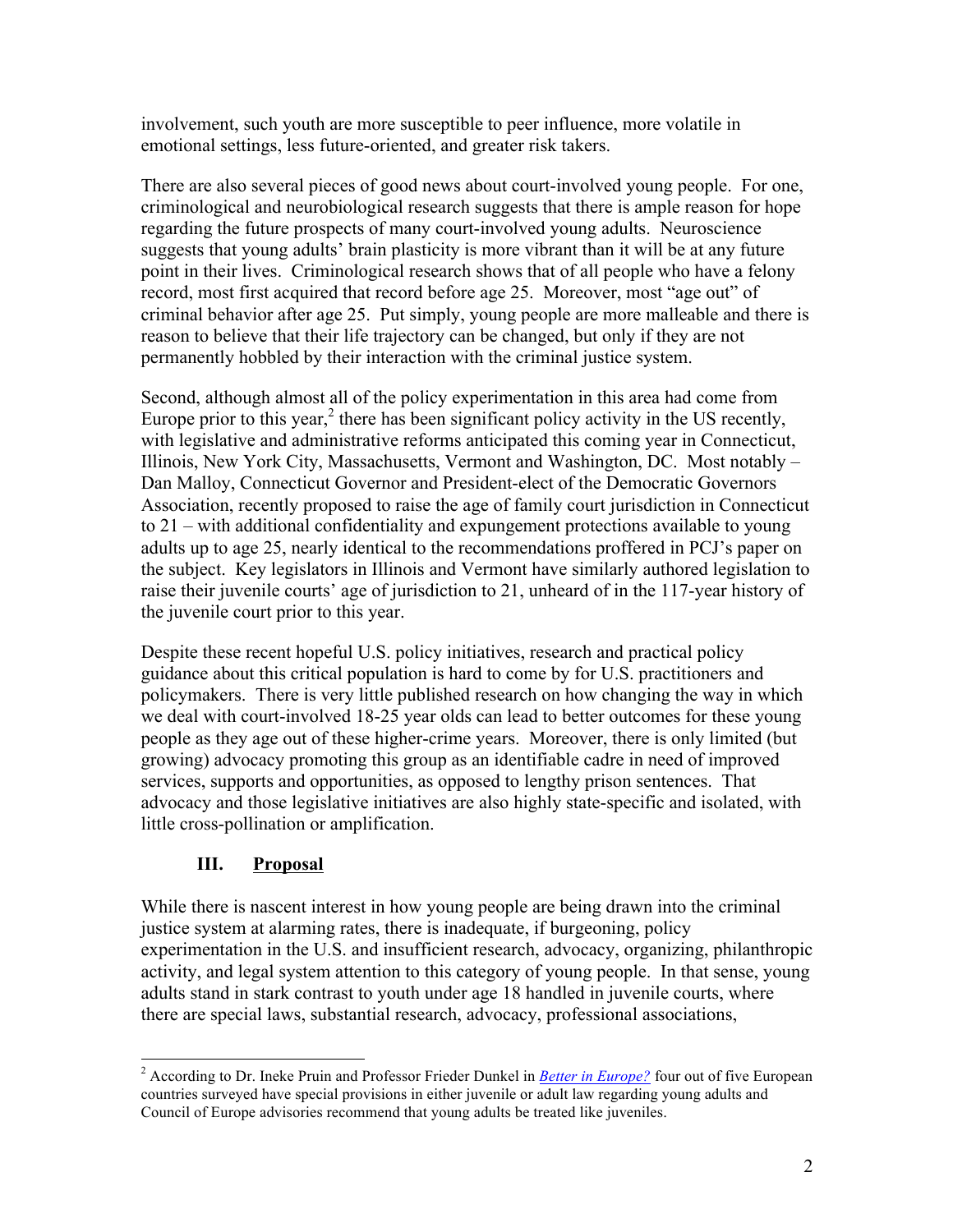involvement, such youth are more susceptible to peer influence, more volatile in emotional settings, less future-oriented, and greater risk takers.

There are also several pieces of good news about court-involved young people. For one, criminological and neurobiological research suggests that there is ample reason for hope regarding the future prospects of many court-involved young adults. Neuroscience suggests that young adults' brain plasticity is more vibrant than it will be at any future point in their lives. Criminological research shows that of all people who have a felony record, most first acquired that record before age 25. Moreover, most "age out" of criminal behavior after age 25. Put simply, young people are more malleable and there is reason to believe that their life trajectory can be changed, but only if they are not permanently hobbled by their interaction with the criminal justice system.

Second, although almost all of the policy experimentation in this area had come from Europe prior to this year,[2] there has been significant policy activity in the US recently, with legislative and administrative reforms anticipated this coming year in Connecticut, Illinois, New York City, Massachusetts, Vermont and Washington, DC. Most notably – Dan Malloy, Connecticut Governor and President-elect of the Democratic Governors Association, recently proposed to raise the age of family court jurisdiction in Connecticut to 21 – with additional confidentiality and expungement protections available to young adults up to age 25, nearly identical to the recommendations proffered in PCJ's paper on the subject. Key legislators in Illinois and Vermont have similarly authored legislation to raise their juvenile courts' age of jurisdiction to 21, unheard of in the 117-year history of the juvenile court prior to this year.

Despite these recent hopeful U.S. policy initiatives, research and practical policy guidance about this critical population is hard to come by for U.S. practitioners and policymakers. There is very little published research on how changing the way in which we deal with court-involved 18-25 year olds can lead to better outcomes for these young people as they age out of these higher-crime years. Moreover, there is only limited (but growing) advocacy promoting this group as an identifiable cadre in need of improved services, supports and opportunities, as opposed to lengthy prison sentences. That advocacy and those legislative initiatives are also highly state-specific and isolated, with little cross-pollination or amplification.

## III. Proposal

While there is nascent interest in how young people are being drawn into the criminal justice system at alarming rates, there is inadequate, if burgeoning, policy experimentation in the U.S. and insufficient research, advocacy, organizing, philanthropic activity, and legal system attention to this category of young people. In that sense, young adults stand in stark contrast to youth under age 18 handled in juvenile courts, where there are special laws, substantial research, advocacy, professional associations,

---

[2] According to Dr. Ineke Pruin and Professor Frieder Dunkel in *Better in Europe?* four out of five European countries surveyed have special provisions in either juvenile or adult law regarding young adults and Council of Europe advisories recommend that young adults be treated like juveniles.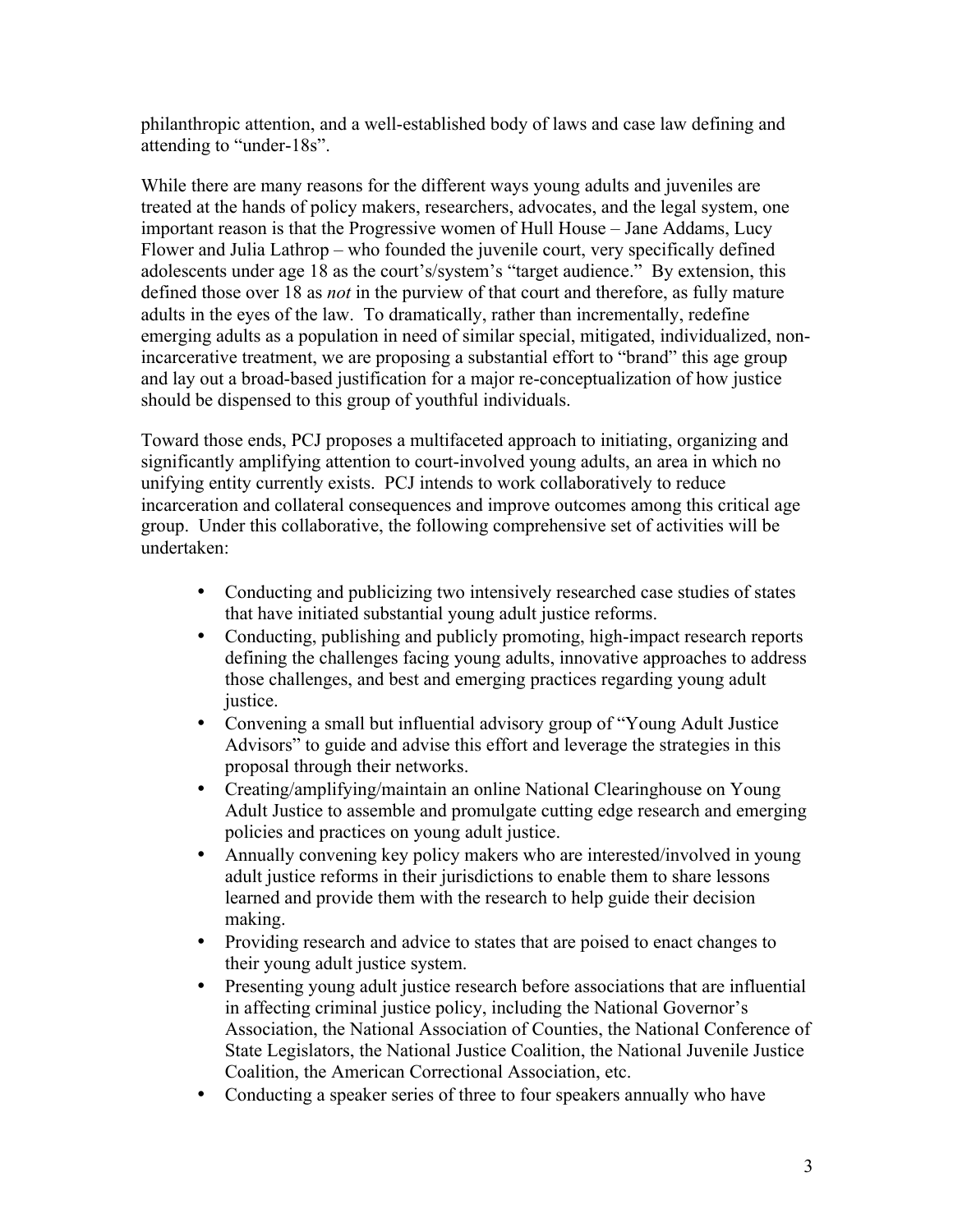philanthropic attention, and a well-established body of laws and case law defining and attending to "under-18s".

While there are many reasons for the different ways young adults and juveniles are treated at the hands of policy makers, researchers, advocates, and the legal system, one important reason is that the Progressive women of Hull House – Jane Addams, Lucy Flower and Julia Lathrop – who founded the juvenile court, very specifically defined adolescents under age 18 as the court's/system's "target audience." By extension, this defined those over 18 as *not* in the purview of that court and therefore, as fully mature adults in the eyes of the law. To dramatically, rather than incrementally, redefine emerging adults as a population in need of similar special, mitigated, individualized, non-incarcerative treatment, we are proposing a substantial effort to "brand" this age group and lay out a broad-based justification for a major re-conceptualization of how justice should be dispensed to this group of youthful individuals.

Toward those ends, PCJ proposes a multifaceted approach to initiating, organizing and significantly amplifying attention to court-involved young adults, an area in which no unifying entity currently exists. PCJ intends to work collaboratively to reduce incarceration and collateral consequences and improve outcomes among this critical age group. Under this collaborative, the following comprehensive set of activities will be undertaken:

- Conducting and publicizing two intensively researched case studies of states that have initiated substantial young adult justice reforms.
- Conducting, publishing and publicly promoting, high-impact research reports defining the challenges facing young adults, innovative approaches to address those challenges, and best and emerging practices regarding young adult justice.
- Convening a small but influential advisory group of "Young Adult Justice Advisors" to guide and advise this effort and leverage the strategies in this proposal through their networks.
- Creating/amplifying/maintain an online National Clearinghouse on Young Adult Justice to assemble and promulgate cutting edge research and emerging policies and practices on young adult justice.
- Annually convening key policy makers who are interested/involved in young adult justice reforms in their jurisdictions to enable them to share lessons learned and provide them with the research to help guide their decision making.
- Providing research and advice to states that are poised to enact changes to their young adult justice system.
- Presenting young adult justice research before associations that are influential in affecting criminal justice policy, including the National Governor's Association, the National Association of Counties, the National Conference of State Legislators, the National Justice Coalition, the National Juvenile Justice Coalition, the American Correctional Association, etc.
- Conducting a speaker series of three to four speakers annually who have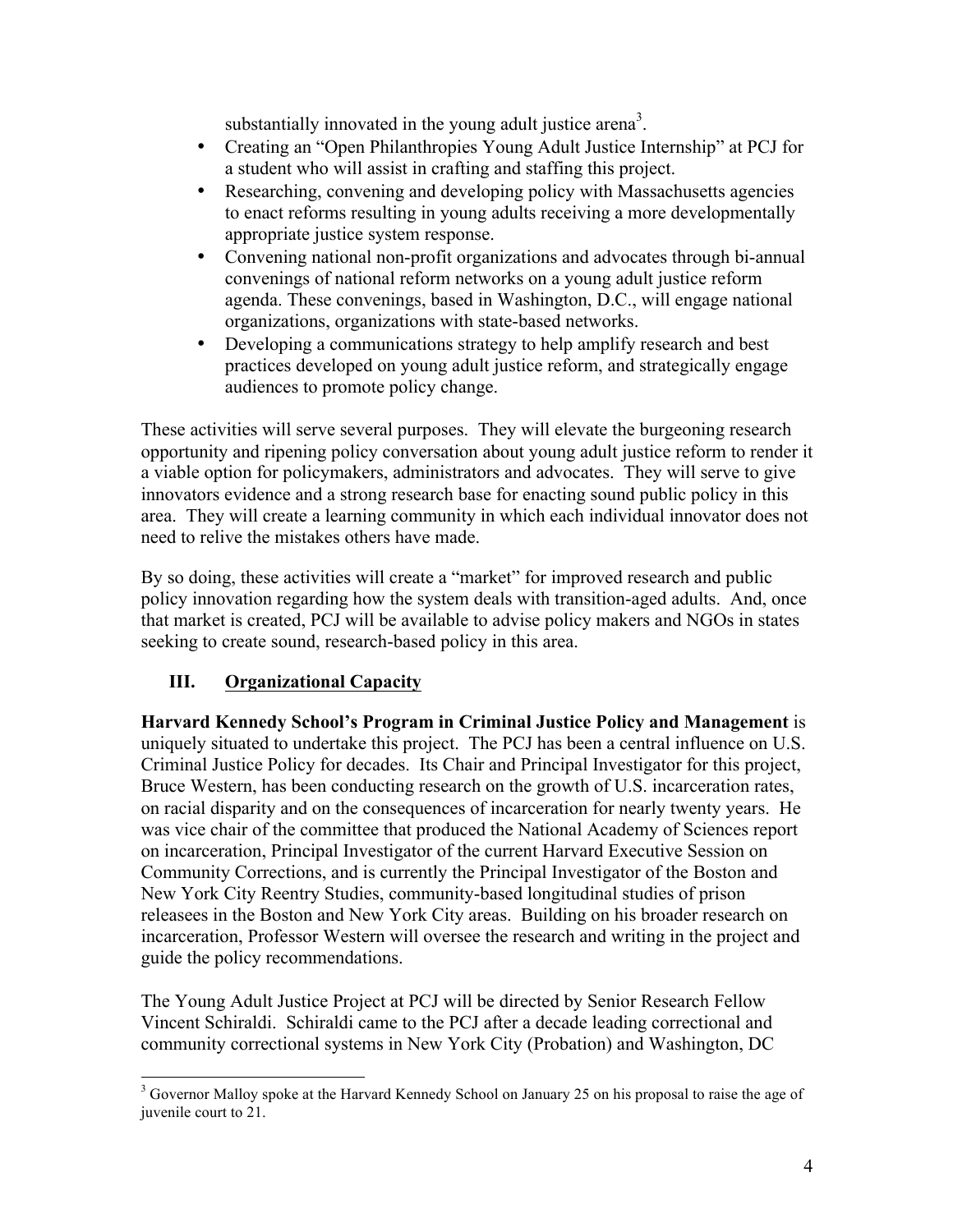substantially innovated in the young adult justice arena[3].

- Creating an "Open Philanthropies Young Adult Justice Internship" at PCJ for a student who will assist in crafting and staffing this project.
- Researching, convening and developing policy with Massachusetts agencies to enact reforms resulting in young adults receiving a more developmentally appropriate justice system response.
- Convening national non-profit organizations and advocates through bi-annual convenings of national reform networks on a young adult justice reform agenda. These convenings, based in Washington, D.C., will engage national organizations, organizations with state-based networks.
- Developing a communications strategy to help amplify research and best practices developed on young adult justice reform, and strategically engage audiences to promote policy change.

These activities will serve several purposes. They will elevate the burgeoning research opportunity and ripening policy conversation about young adult justice reform to render it a viable option for policymakers, administrators and advocates. They will serve to give innovators evidence and a strong research base for enacting sound public policy in this area. They will create a learning community in which each individual innovator does not need to relive the mistakes others have made.

By so doing, these activities will create a "market" for improved research and public policy innovation regarding how the system deals with transition-aged adults. And, once that market is created, PCJ will be available to advise policy makers and NGOs in states seeking to create sound, research-based policy in this area.

## III. Organizational Capacity

**Harvard Kennedy School's Program in Criminal Justice Policy and Management** is uniquely situated to undertake this project. The PCJ has been a central influence on U.S. Criminal Justice Policy for decades. Its Chair and Principal Investigator for this project, Bruce Western, has been conducting research on the growth of U.S. incarceration rates, on racial disparity and on the consequences of incarceration for nearly twenty years. He was vice chair of the committee that produced the National Academy of Sciences report on incarceration, Principal Investigator of the current Harvard Executive Session on Community Corrections, and is currently the Principal Investigator of the Boston and New York City Reentry Studies, community-based longitudinal studies of prison releasees in the Boston and New York City areas. Building on his broader research on incarceration, Professor Western will oversee the research and writing in the project and guide the policy recommendations.

The Young Adult Justice Project at PCJ will be directed by Senior Research Fellow Vincent Schiraldi. Schiraldi came to the PCJ after a decade leading correctional and community correctional systems in New York City (Probation) and Washington, DC

---

[3] Governor Malloy spoke at the Harvard Kennedy School on January 25 on his proposal to raise the age of juvenile court to 21.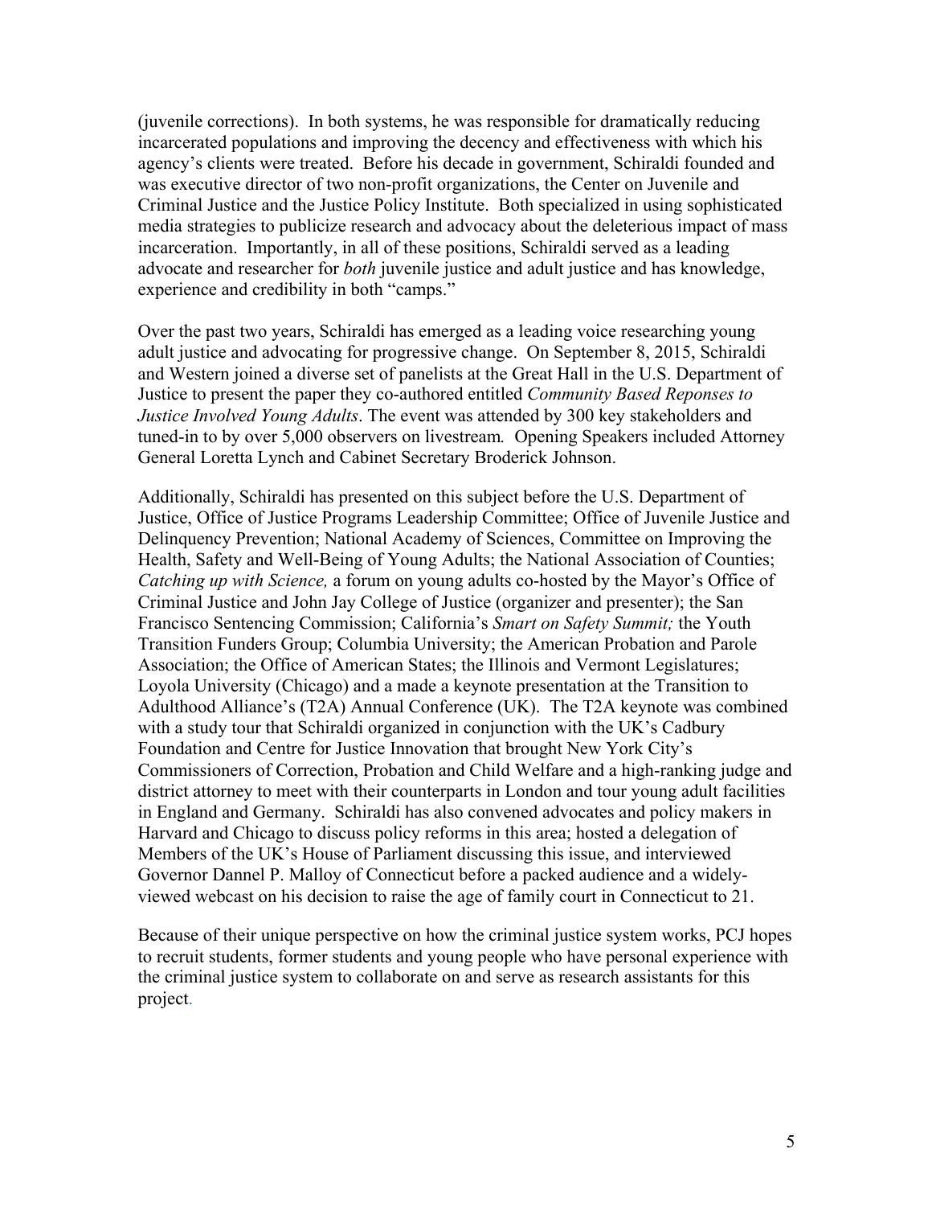(juvenile corrections). In both systems, he was responsible for dramatically reducing incarcerated populations and improving the decency and effectiveness with which his agency's clients were treated. Before his decade in government, Schiraldi founded and was executive director of two non-profit organizations, the Center on Juvenile and Criminal Justice and the Justice Policy Institute. Both specialized in using sophisticated media strategies to publicize research and advocacy about the deleterious impact of mass incarceration. Importantly, in all of these positions, Schiraldi served as a leading advocate and researcher for *both* juvenile justice and adult justice and has knowledge, experience and credibility in both "camps."

Over the past two years, Schiraldi has emerged as a leading voice researching young adult justice and advocating for progressive change. On September 8, 2015, Schiraldi and Western joined a diverse set of panelists at the Great Hall in the U.S. Department of Justice to present the paper they co-authored entitled *Community Based Reponses to Justice Involved Young Adults*. The event was attended by 300 key stakeholders and tuned-in to by over 5,000 observers on livestream. Opening Speakers included Attorney General Loretta Lynch and Cabinet Secretary Broderick Johnson.

Additionally, Schiraldi has presented on this subject before the U.S. Department of Justice, Office of Justice Programs Leadership Committee; Office of Juvenile Justice and Delinquency Prevention; National Academy of Sciences, Committee on Improving the Health, Safety and Well-Being of Young Adults; the National Association of Counties; *Catching up with Science,* a forum on young adults co-hosted by the Mayor's Office of Criminal Justice and John Jay College of Justice (organizer and presenter); the San Francisco Sentencing Commission; California's *Smart on Safety Summit;* the Youth Transition Funders Group; Columbia University; the American Probation and Parole Association; the Office of American States; the Illinois and Vermont Legislatures; Loyola University (Chicago) and a made a keynote presentation at the Transition to Adulthood Alliance's (T2A) Annual Conference (UK). The T2A keynote was combined with a study tour that Schiraldi organized in conjunction with the UK's Cadbury Foundation and Centre for Justice Innovation that brought New York City's Commissioners of Correction, Probation and Child Welfare and a high-ranking judge and district attorney to meet with their counterparts in London and tour young adult facilities in England and Germany. Schiraldi has also convened advocates and policy makers in Harvard and Chicago to discuss policy reforms in this area; hosted a delegation of Members of the UK's House of Parliament discussing this issue, and interviewed Governor Dannel P. Malloy of Connecticut before a packed audience and a widely-viewed webcast on his decision to raise the age of family court in Connecticut to 21.

Because of their unique perspective on how the criminal justice system works, PCJ hopes to recruit students, former students and young people who have personal experience with the criminal justice system to collaborate on and serve as research assistants for this project.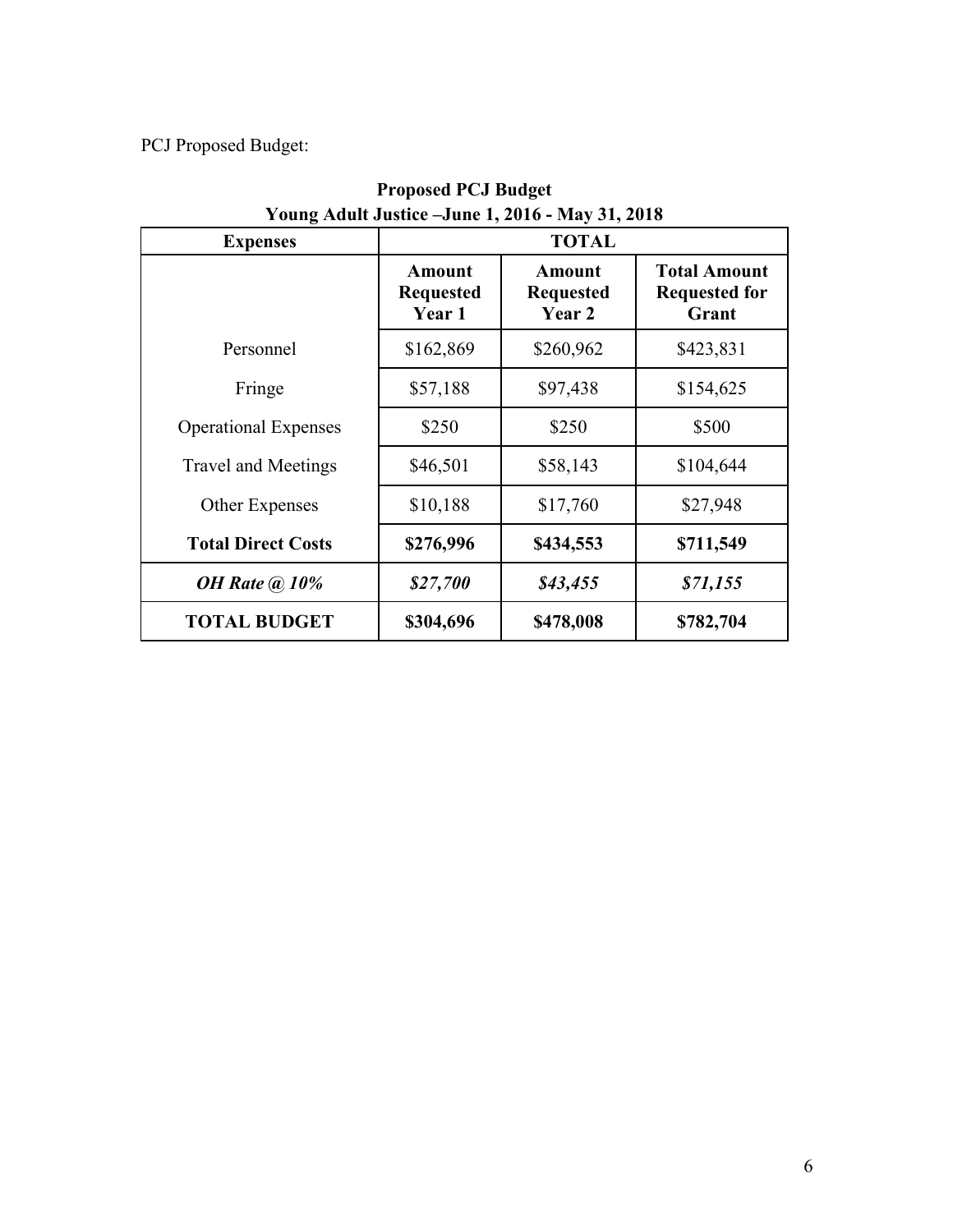PCJ Proposed Budget:

**Proposed PCJ Budget**
**Young Adult Justice –June 1, 2016 - May 31, 2018**

| **Expenses** | **TOTAL** | | |
|---|---|---|---|
| | **Amount Requested Year 1** | **Amount Requested Year 2** | **Total Amount Requested for Grant** |
| Personnel | $162,869 | $260,962 | $423,831 |
| Fringe | $57,188 | $97,438 | $154,625 |
| Operational Expenses | $250 | $250 | $500 |
| Travel and Meetings | $46,501 | $58,143 | $104,644 |
| Other Expenses | $10,188 | $17,760 | $27,948 |
| **Total Direct Costs** | **$276,996** | **$434,553** | **$711,549** |
| ***OH Rate @ 10%*** | ***$27,700*** | ***$43,455*** | ***$71,155*** |
| **TOTAL BUDGET** | **$304,696** | **$478,008** | **$782,704** |